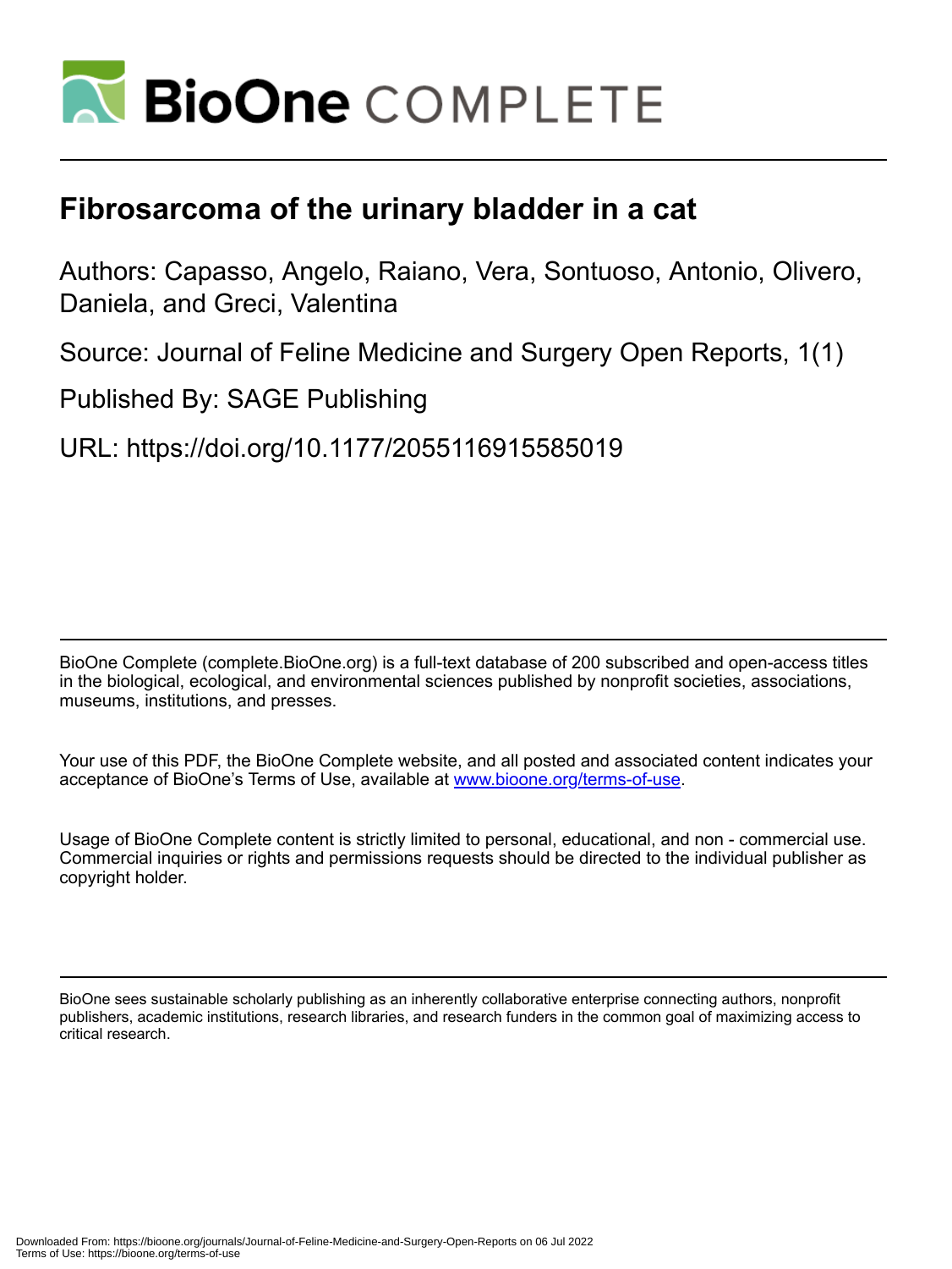# Fibrosarcoma of the urinary bladder in a cat

Authors: Capasso, Angelo, Raiano, Vera, Sontuoso, Antonio, Olivero, Daniela, and Greci, Valentina

Source: Journal of Feline Medicine and Surgery Open Reports, 1(1)

Published By: SAGE Publishing

URL: https://doi.org/10.1177/2055116915585019

---

BioOne Complete (complete.BioOne.org) is a full-text database of 200 subscribed and open-access titles in the biological, ecological, and environmental sciences published by nonprofit societies, associations, museums, institutions, and presses.

Your use of this PDF, the BioOne Complete website, and all posted and associated content indicates your acceptance of BioOne's Terms of Use, available at www.bioone.org/terms-of-use.

Usage of BioOne Complete content is strictly limited to personal, educational, and non - commercial use. Commercial inquiries or rights and permissions requests should be directed to the individual publisher as copyright holder.

---

BioOne sees sustainable scholarly publishing as an inherently collaborative enterprise connecting authors, nonprofit publishers, academic institutions, research libraries, and research funders in the common goal of maximizing access to critical research.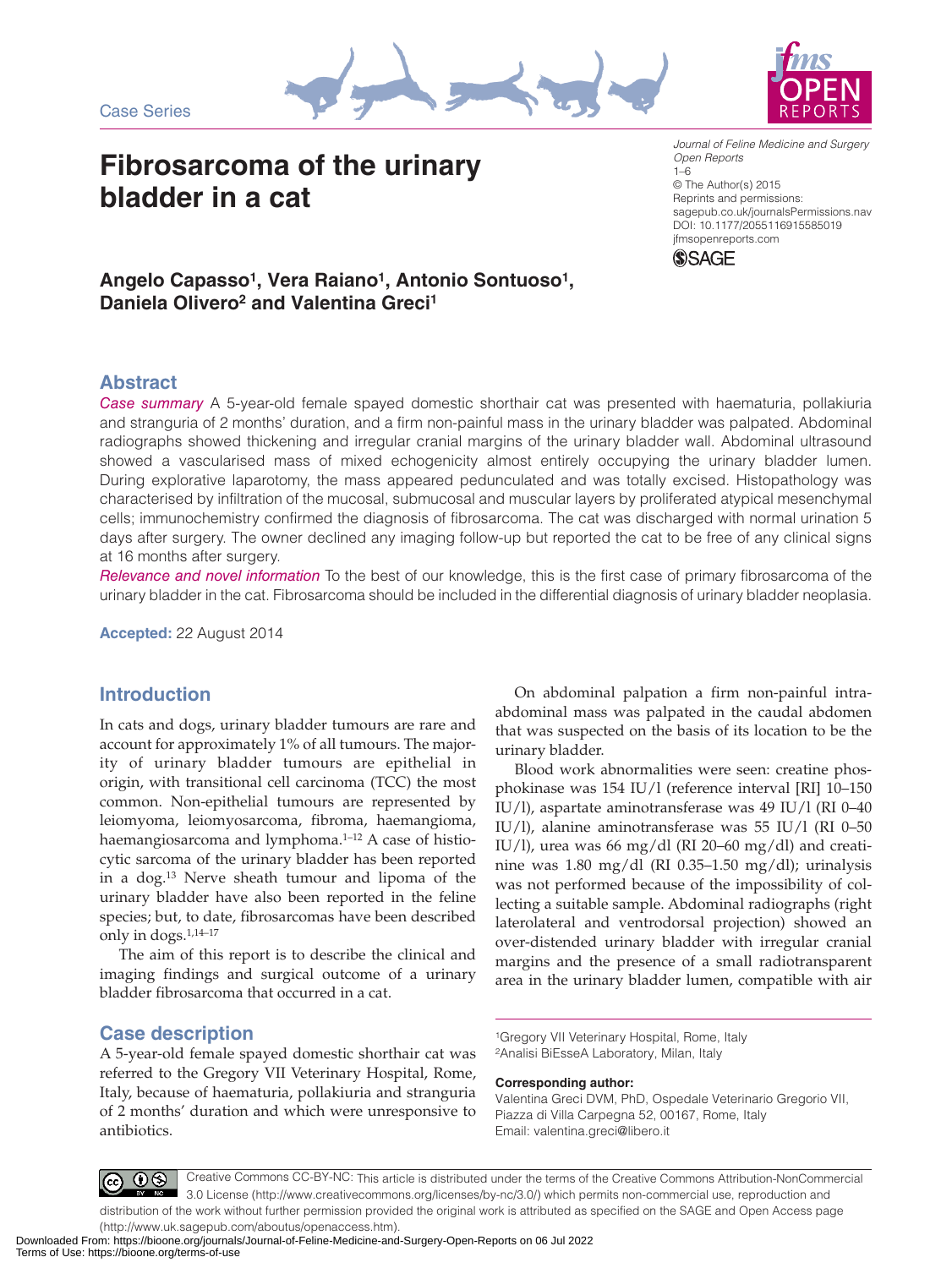Case Series

# Fibrosarcoma of the urinary bladder in a cat

Journal of Feline Medicine and Surgery Open Reports
1–6
© The Author(s) 2015
Reprints and permissions: sagepub.co.uk/journalsPermissions.nav
DOI: 10.1177/2055116915585019
jfmsopenreports.com

**Angelo Capasso[1], Vera Raiano[1], Antonio Sontuoso[1], Daniela Olivero[2] and Valentina Greci[1]**

## Abstract

*Case summary* A 5-year-old female spayed domestic shorthair cat was presented with haematuria, pollakiuria and stranguria of 2 months' duration, and a firm non-painful mass in the urinary bladder was palpated. Abdominal radiographs showed thickening and irregular cranial margins of the urinary bladder wall. Abdominal ultrasound showed a vascularised mass of mixed echogenicity almost entirely occupying the urinary bladder lumen. During explorative laparotomy, the mass appeared pedunculated and was totally excised. Histopathology was characterised by infiltration of the mucosal, submucosal and muscular layers by proliferated atypical mesenchymal cells; immunochemistry confirmed the diagnosis of fibrosarcoma. The cat was discharged with normal urination 5 days after surgery. The owner declined any imaging follow-up but reported the cat to be free of any clinical signs at 16 months after surgery.

*Relevance and novel information* To the best of our knowledge, this is the first case of primary fibrosarcoma of the urinary bladder in the cat. Fibrosarcoma should be included in the differential diagnosis of urinary bladder neoplasia.

**Accepted:** 22 August 2014

## Introduction

In cats and dogs, urinary bladder tumours are rare and account for approximately 1% of all tumours. The majority of urinary bladder tumours are epithelial in origin, with transitional cell carcinoma (TCC) the most common. Non-epithelial tumours are represented by leiomyoma, leiomyosarcoma, fibroma, haemangioma, haemangiosarcoma and lymphoma.[1–12] A case of histiocytic sarcoma of the urinary bladder has been reported in a dog.[13] Nerve sheath tumour and lipoma of the urinary bladder have also been reported in the feline species; but, to date, fibrosarcomas have been described only in dogs.[1,14–17]

The aim of this report is to describe the clinical and imaging findings and surgical outcome of a urinary bladder fibrosarcoma that occurred in a cat.

## Case description

A 5-year-old female spayed domestic shorthair cat was referred to the Gregory VII Veterinary Hospital, Rome, Italy, because of haematuria, pollakiuria and stranguria of 2 months' duration and which were unresponsive to antibiotics.

On abdominal palpation a firm non-painful intra-abdominal mass was palpated in the caudal abdomen that was suspected on the basis of its location to be the urinary bladder.

Blood work abnormalities were seen: creatine phosphokinase was 154 IU/l (reference interval [RI] 10–150 IU/l), aspartate aminotransferase was 49 IU/l (RI 0–40 IU/l), alanine aminotransferase was 55 IU/l (RI 0–50 IU/l), urea was 66 mg/dl (RI 20–60 mg/dl) and creatinine was 1.80 mg/dl (RI 0.35–1.50 mg/dl); urinalysis was not performed because of the impossibility of collecting a suitable sample. Abdominal radiographs (right laterolateral and ventrodorsal projection) showed an over-distended urinary bladder with irregular cranial margins and the presence of a small radiotransparent area in the urinary bladder lumen, compatible with air

[1]Gregory VII Veterinary Hospital, Rome, Italy
[2]Analisi BiEsseA Laboratory, Milan, Italy

**Corresponding author:**
Valentina Greci DVM, PhD, Ospedale Veterinario Gregorio VII, Piazza di Villa Carpegna 52, 00167, Rome, Italy
Email: valentina.greci@libero.it

Creative Commons CC-BY-NC: This article is distributed under the terms of the Creative Commons Attribution-NonCommercial 3.0 License (http://www.creativecommons.org/licenses/by-nc/3.0/) which permits non-commercial use, reproduction and distribution of the work without further permission provided the original work is attributed as specified on the SAGE and Open Access page (http://www.uk.sagepub.com/aboutus/openaccess.htm).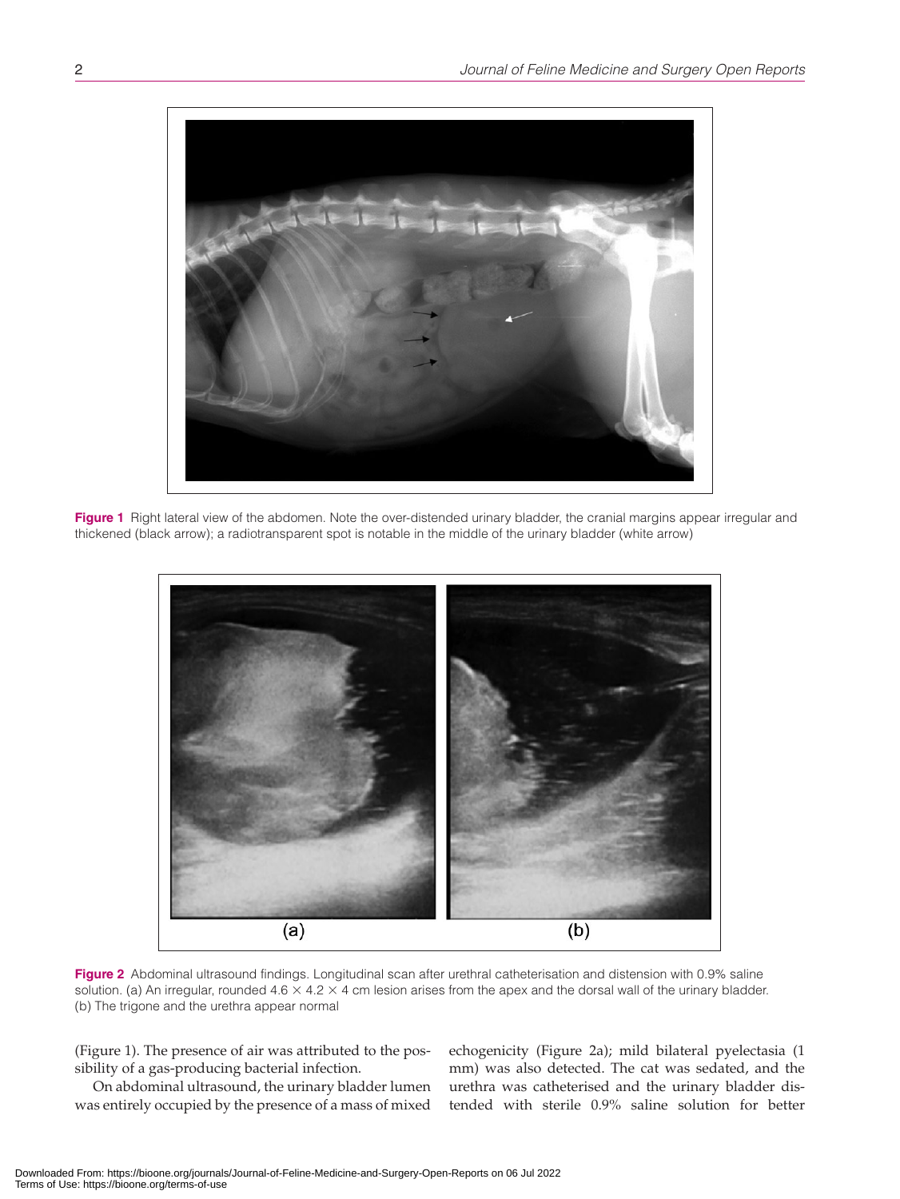**Figure 1** Right lateral view of the abdomen. Note the over-distended urinary bladder, the cranial margins appear irregular and thickened (black arrow); a radiotransparent spot is notable in the middle of the urinary bladder (white arrow)

**Figure 2** Abdominal ultrasound findings. Longitudinal scan after urethral catheterisation and distension with 0.9% saline solution. (a) An irregular, rounded 4.6 × 4.2 × 4 cm lesion arises from the apex and the dorsal wall of the urinary bladder. (b) The trigone and the urethra appear normal

(Figure 1). The presence of air was attributed to the possibility of a gas-producing bacterial infection.

On abdominal ultrasound, the urinary bladder lumen was entirely occupied by the presence of a mass of mixed echogenicity (Figure 2a); mild bilateral pyelectasia (1 mm) was also detected. The cat was sedated, and the urethra was catheterised and the urinary bladder distended with sterile 0.9% saline solution for better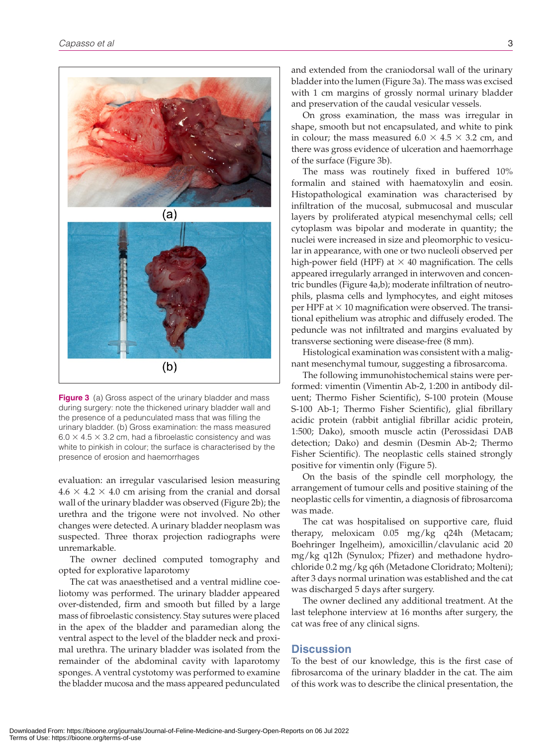Figure 3 (a) Gross aspect of the urinary bladder and mass during surgery: note the thickened urinary bladder wall and the presence of a pedunculated mass that was filling the urinary bladder. (b) Gross examination: the mass measured 6.0 × 4.5 × 3.2 cm, had a fibroelastic consistency and was white to pinkish in colour; the surface is characterised by the presence of erosion and haemorrhages

evaluation: an irregular vascularised lesion measuring 4.6 × 4.2 × 4.0 cm arising from the cranial and dorsal wall of the urinary bladder was observed (Figure 2b); the urethra and the trigone were not involved. No other changes were detected. A urinary bladder neoplasm was suspected. Three thorax projection radiographs were unremarkable.

The owner declined computed tomography and opted for explorative laparotomy

The cat was anaesthetised and a ventral midline coeliotomy was performed. The urinary bladder appeared over-distended, firm and smooth but filled by a large mass of fibroelastic consistency. Stay sutures were placed in the apex of the bladder and paramedian along the ventral aspect to the level of the bladder neck and proximal urethra. The urinary bladder was isolated from the remainder of the abdominal cavity with laparotomy sponges. A ventral cystotomy was performed to examine the bladder mucosa and the mass appeared pedunculated and extended from the craniodorsal wall of the urinary bladder into the lumen (Figure 3a). The mass was excised with 1 cm margins of grossly normal urinary bladder and preservation of the caudal vesicular vessels.

On gross examination, the mass was irregular in shape, smooth but not encapsulated, and white to pink in colour; the mass measured 6.0 × 4.5 × 3.2 cm, and there was gross evidence of ulceration and haemorrhage of the surface (Figure 3b).

The mass was routinely fixed in buffered 10% formalin and stained with haematoxylin and eosin. Histopathological examination was characterised by infiltration of the mucosal, submucosal and muscular layers by proliferated atypical mesenchymal cells; cell cytoplasm was bipolar and moderate in quantity; the nuclei were increased in size and pleomorphic to vesicular in appearance, with one or two nucleoli observed per high-power field (HPF) at × 40 magnification. The cells appeared irregularly arranged in interwoven and concentric bundles (Figure 4a,b); moderate infiltration of neutrophils, plasma cells and lymphocytes, and eight mitoses per HPF at × 10 magnification were observed. The transitional epithelium was atrophic and diffusely eroded. The peduncle was not infiltrated and margins evaluated by transverse sectioning were disease-free (8 mm).

Histological examination was consistent with a malignant mesenchymal tumour, suggesting a fibrosarcoma.

The following immunohistochemical stains were performed: vimentin (Vimentin Ab-2, 1:200 in antibody diluent; Thermo Fisher Scientific), S-100 protein (Mouse S-100 Ab-1; Thermo Fisher Scientific), glial fibrillary acidic protein (rabbit antiglial fibrillar acidic protein, 1:500; Dako), smooth muscle actin (Perossidasi DAB detection; Dako) and desmin (Desmin Ab-2; Thermo Fisher Scientific). The neoplastic cells stained strongly positive for vimentin only (Figure 5).

On the basis of the spindle cell morphology, the arrangement of tumour cells and positive staining of the neoplastic cells for vimentin, a diagnosis of fibrosarcoma was made.

The cat was hospitalised on supportive care, fluid therapy, meloxicam 0.05 mg/kg q24h (Metacam; Boehringer Ingelheim), amoxicillin/clavulanic acid 20 mg/kg q12h (Synulox; Pfizer) and methadone hydrochloride 0.2 mg/kg q6h (Metadone Cloridrato; Molteni); after 3 days normal urination was established and the cat was discharged 5 days after surgery.

The owner declined any additional treatment. At the last telephone interview at 16 months after surgery, the cat was free of any clinical signs.

## Discussion

To the best of our knowledge, this is the first case of fibrosarcoma of the urinary bladder in the cat. The aim of this work was to describe the clinical presentation, the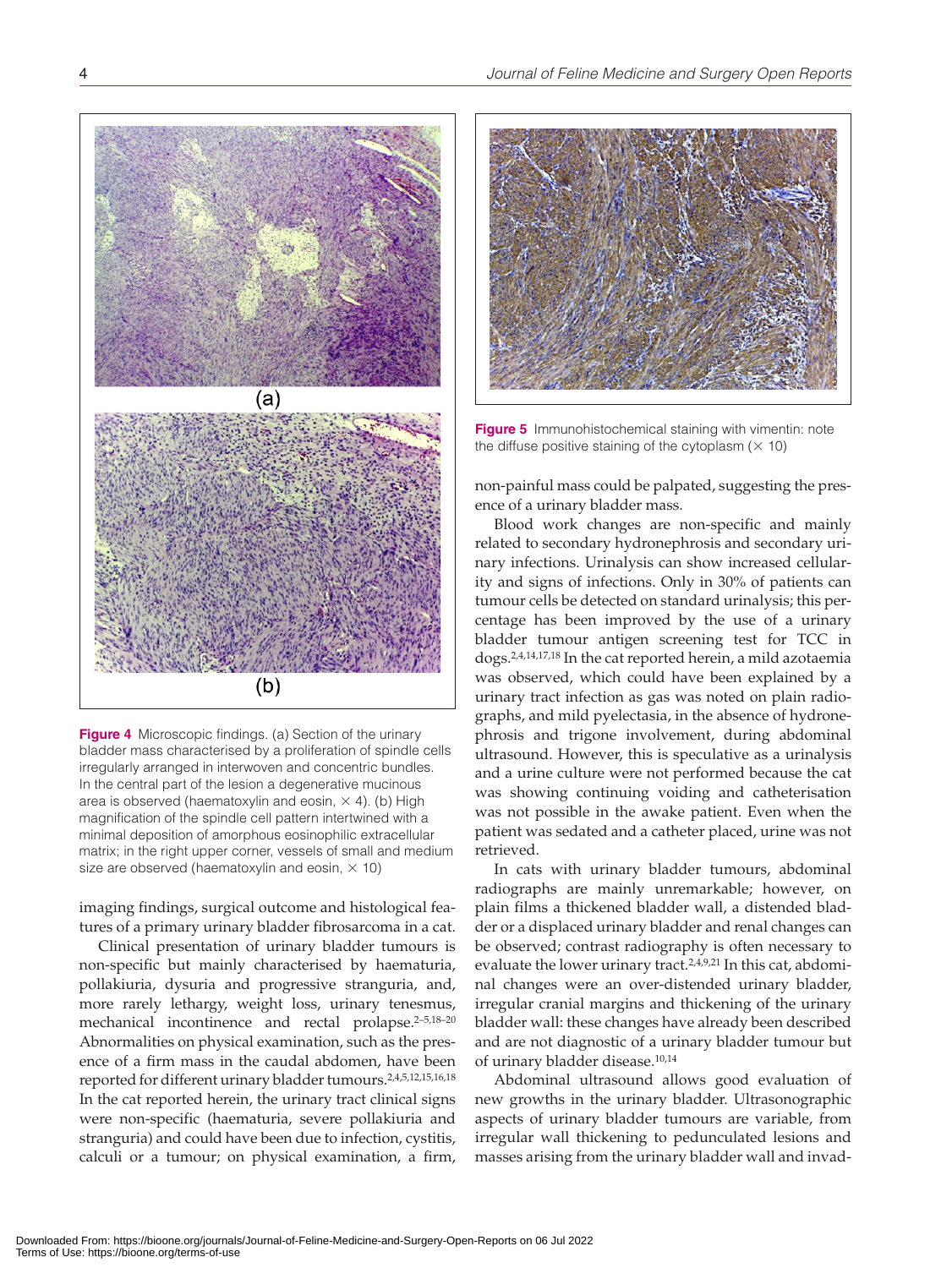**Figure 4** Microscopic findings. (a) Section of the urinary bladder mass characterised by a proliferation of spindle cells irregularly arranged in interwoven and concentric bundles. In the central part of the lesion a degenerative mucinous area is observed (haematoxylin and eosin, × 4). (b) High magnification of the spindle cell pattern intertwined with a minimal deposition of amorphous eosinophilic extracellular matrix; in the right upper corner, vessels of small and medium size are observed (haematoxylin and eosin, × 10)

**Figure 5** Immunohistochemical staining with vimentin: note the diffuse positive staining of the cytoplasm (× 10)

imaging findings, surgical outcome and histological features of a primary urinary bladder fibrosarcoma in a cat.

Clinical presentation of urinary bladder tumours is non-specific but mainly characterised by haematuria, pollakiuria, dysuria and progressive stranguria, and, more rarely lethargy, weight loss, urinary tenesmus, mechanical incontinence and rectal prolapse.[2–5,18–20] Abnormalities on physical examination, such as the presence of a firm mass in the caudal abdomen, have been reported for different urinary bladder tumours.[2,4,5,12,15,16,18] In the cat reported herein, the urinary tract clinical signs were non-specific (haematuria, severe pollakiuria and stranguria) and could have been due to infection, cystitis, calculi or a tumour; on physical examination, a firm, non-painful mass could be palpated, suggesting the presence of a urinary bladder mass.

Blood work changes are non-specific and mainly related to secondary hydronephrosis and secondary urinary infections. Urinalysis can show increased cellularity and signs of infections. Only in 30% of patients can tumour cells be detected on standard urinalysis; this percentage has been improved by the use of a urinary bladder tumour antigen screening test for TCC in dogs.[2,4,14,17,18] In the cat reported herein, a mild azotaemia was observed, which could have been explained by a urinary tract infection as gas was noted on plain radiographs, and mild pyelectasia, in the absence of hydronephrosis and trigone involvement, during abdominal ultrasound. However, this is speculative as a urinalysis and a urine culture were not performed because the cat was showing continuing voiding and catheterisation was not possible in the awake patient. Even when the patient was sedated and a catheter placed, urine was not retrieved.

In cats with urinary bladder tumours, abdominal radiographs are mainly unremarkable; however, on plain films a thickened bladder wall, a distended bladder or a displaced urinary bladder and renal changes can be observed; contrast radiography is often necessary to evaluate the lower urinary tract.[2,4,9,21] In this cat, abdominal changes were an over-distended urinary bladder, irregular cranial margins and thickening of the urinary bladder wall: these changes have already been described and are not diagnostic of a urinary bladder tumour but of urinary bladder disease.[10,14]

Abdominal ultrasound allows good evaluation of new growths in the urinary bladder. Ultrasonographic aspects of urinary bladder tumours are variable, from irregular wall thickening to pedunculated lesions and masses arising from the urinary bladder wall and invad-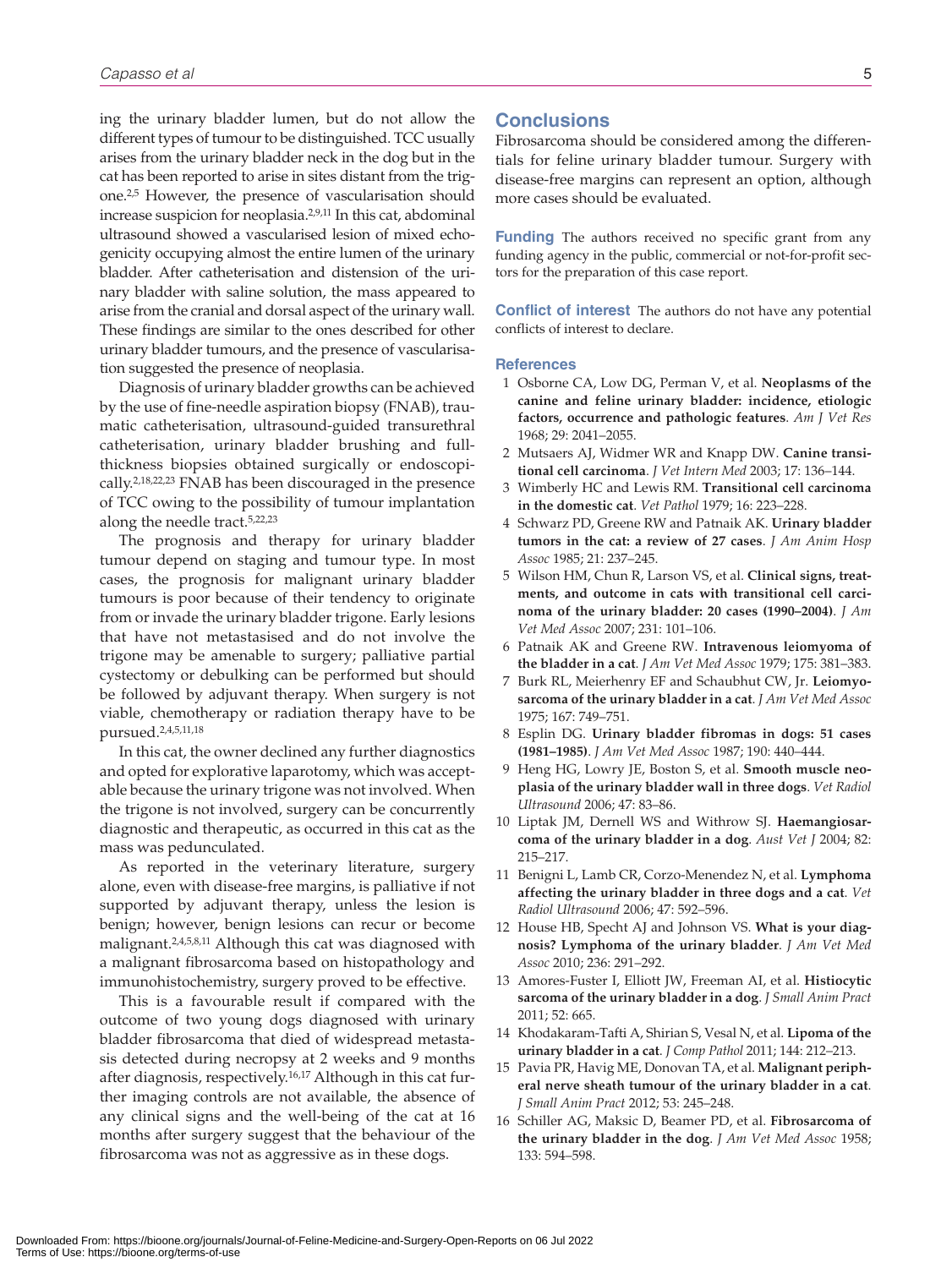ing the urinary bladder lumen, but do not allow the different types of tumour to be distinguished. TCC usually arises from the urinary bladder neck in the dog but in the cat has been reported to arise in sites distant from the trigone.[2,5] However, the presence of vascularisation should increase suspicion for neoplasia.[2,9,11] In this cat, abdominal ultrasound showed a vascularised lesion of mixed echogenicity occupying almost the entire lumen of the urinary bladder. After catheterisation and distension of the urinary bladder with saline solution, the mass appeared to arise from the cranial and dorsal aspect of the urinary wall. These findings are similar to the ones described for other urinary bladder tumours, and the presence of vascularisation suggested the presence of neoplasia.

Diagnosis of urinary bladder growths can be achieved by the use of fine-needle aspiration biopsy (FNAB), traumatic catheterisation, ultrasound-guided transurethral catheterisation, urinary bladder brushing and full-thickness biopsies obtained surgically or endoscopically.[2,18,22,23] FNAB has been discouraged in the presence of TCC owing to the possibility of tumour implantation along the needle tract.[5,22,23]

The prognosis and therapy for urinary bladder tumour depend on staging and tumour type. In most cases, the prognosis for malignant urinary bladder tumours is poor because of their tendency to originate from or invade the urinary bladder trigone. Early lesions that have not metastasised and do not involve the trigone may be amenable to surgery; palliative partial cystectomy or debulking can be performed but should be followed by adjuvant therapy. When surgery is not viable, chemotherapy or radiation therapy have to be pursued.[2,4,5,11,18]

In this cat, the owner declined any further diagnostics and opted for explorative laparotomy, which was acceptable because the urinary trigone was not involved. When the trigone is not involved, surgery can be concurrently diagnostic and therapeutic, as occurred in this cat as the mass was pedunculated.

As reported in the veterinary literature, surgery alone, even with disease-free margins, is palliative if not supported by adjuvant therapy, unless the lesion is benign; however, benign lesions can recur or become malignant.[2,4,5,8,11] Although this cat was diagnosed with a malignant fibrosarcoma based on histopathology and immunohistochemistry, surgery proved to be effective.

This is a favourable result if compared with the outcome of two young dogs diagnosed with urinary bladder fibrosarcoma that died of widespread metastasis detected during necropsy at 2 weeks and 9 months after diagnosis, respectively.[16,17] Although in this cat further imaging controls are not available, the absence of any clinical signs and the well-being of the cat at 16 months after surgery suggest that the behaviour of the fibrosarcoma was not as aggressive as in these dogs.

## Conclusions

Fibrosarcoma should be considered among the differentials for feline urinary bladder tumour. Surgery with disease-free margins can represent an option, although more cases should be evaluated.

**Funding** The authors received no specific grant from any funding agency in the public, commercial or not-for-profit sectors for the preparation of this case report.

**Conflict of interest** The authors do not have any potential conflicts of interest to declare.

## References

1. Osborne CA, Low DG, Perman V, et al. **Neoplasms of the canine and feline urinary bladder: incidence, etiologic factors, occurrence and pathologic features**. *Am J Vet Res* 1968; 29: 2041–2055.
2. Mutsaers AJ, Widmer WR and Knapp DW. **Canine transitional cell carcinoma**. *J Vet Intern Med* 2003; 17: 136–144.
3. Wimberly HC and Lewis RM. **Transitional cell carcinoma in the domestic cat**. *Vet Pathol* 1979; 16: 223–228.
4. Schwarz PD, Greene RW and Patnaik AK. **Urinary bladder tumors in the cat: a review of 27 cases**. *J Am Anim Hosp Assoc* 1985; 21: 237–245.
5. Wilson HM, Chun R, Larson VS, et al. **Clinical signs, treatments, and outcome in cats with transitional cell carcinoma of the urinary bladder: 20 cases (1990–2004)**. *J Am Vet Med Assoc* 2007; 231: 101–106.
6. Patnaik AK and Greene RW. **Intravenous leiomyoma of the bladder in a cat**. *J Am Vet Med Assoc* 1979; 175: 381–383.
7. Burk RL, Meierhenry EF and Schaubhut CW, Jr. **Leiomyosarcoma of the urinary bladder in a cat**. *J Am Vet Med Assoc* 1975; 167: 749–751.
8. Esplin DG. **Urinary bladder fibromas in dogs: 51 cases (1981–1985)**. *J Am Vet Med Assoc* 1987; 190: 440–444.
9. Heng HG, Lowry JE, Boston S, et al. **Smooth muscle neoplasia of the urinary bladder wall in three dogs**. *Vet Radiol Ultrasound* 2006; 47: 83–86.
10. Liptak JM, Dernell WS and Withrow SJ. **Haemangiosarcoma of the urinary bladder in a dog**. *Aust Vet J* 2004; 82: 215–217.
11. Benigni L, Lamb CR, Corzo-Menendez N, et al. **Lymphoma affecting the urinary bladder in three dogs and a cat**. *Vet Radiol Ultrasound* 2006; 47: 592–596.
12. House HB, Specht AJ and Johnson VS. **What is your diagnosis? Lymphoma of the urinary bladder**. *J Am Vet Med Assoc* 2010; 236: 291–292.
13. Amores-Fuster I, Elliott JW, Freeman AI, et al. **Histiocytic sarcoma of the urinary bladder in a dog**. *J Small Anim Pract* 2011; 52: 665.
14. Khodakaram-Tafti A, Shirian S, Vesal N, et al. **Lipoma of the urinary bladder in a cat**. *J Comp Pathol* 2011; 144: 212–213.
15. Pavia PR, Havig ME, Donovan TA, et al. **Malignant peripheral nerve sheath tumour of the urinary bladder in a cat**. *J Small Anim Pract* 2012; 53: 245–248.
16. Schiller AG, Maksic D, Beamer PD, et al. **Fibrosarcoma of the urinary bladder in the dog**. *J Am Vet Med Assoc* 1958; 133: 594–598.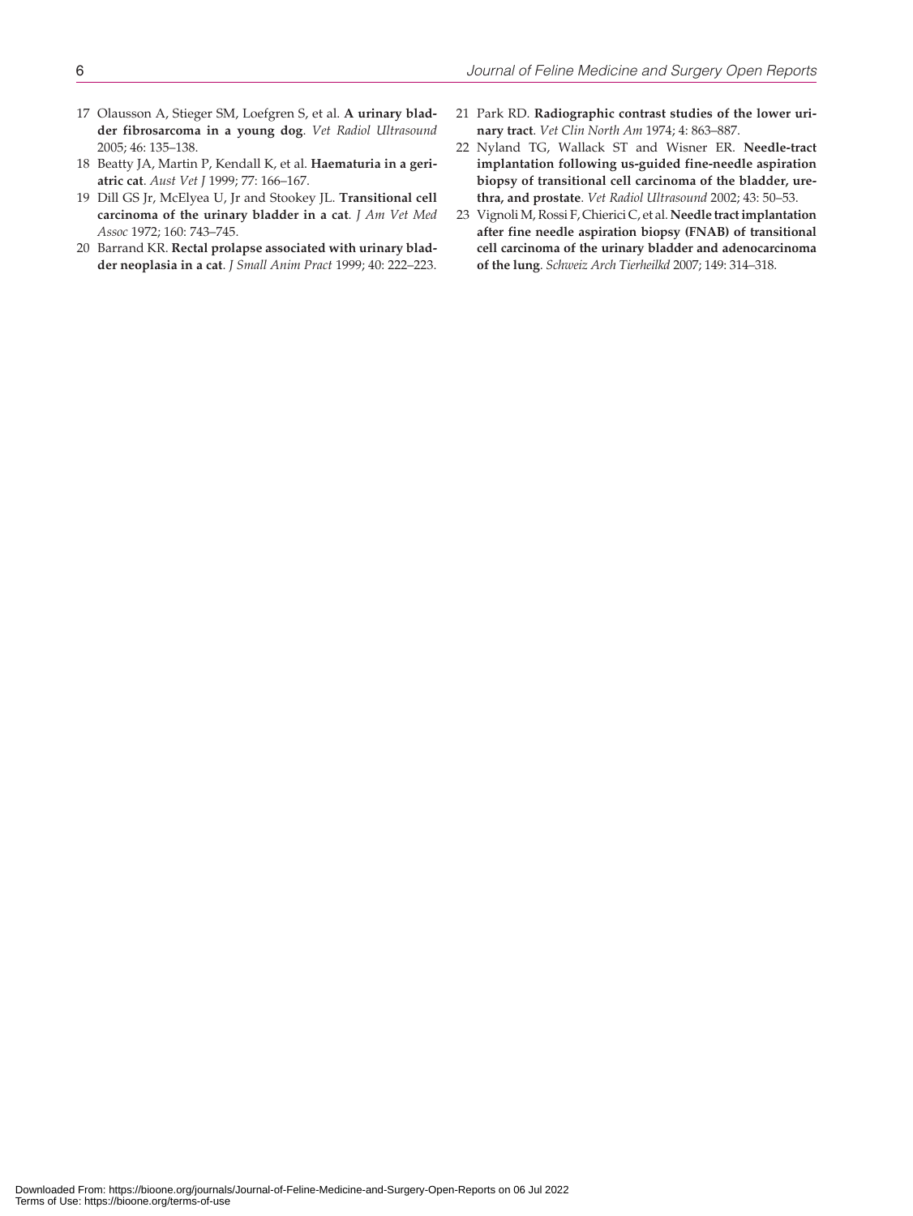17 Olausson A, Stieger SM, Loefgren S, et al. **A urinary bladder fibrosarcoma in a young dog**. *Vet Radiol Ultrasound* 2005; 46: 135–138.

18 Beatty JA, Martin P, Kendall K, et al. **Haematuria in a geriatric cat**. *Aust Vet J* 1999; 77: 166–167.

19 Dill GS Jr, McElyea U, Jr and Stookey JL. **Transitional cell carcinoma of the urinary bladder in a cat**. *J Am Vet Med Assoc* 1972; 160: 743–745.

20 Barrand KR. **Rectal prolapse associated with urinary bladder neoplasia in a cat**. *J Small Anim Pract* 1999; 40: 222–223.

21 Park RD. **Radiographic contrast studies of the lower urinary tract**. *Vet Clin North Am* 1974; 4: 863–887.

22 Nyland TG, Wallack ST and Wisner ER. **Needle-tract implantation following us-guided fine-needle aspiration biopsy of transitional cell carcinoma of the bladder, urethra, and prostate**. *Vet Radiol Ultrasound* 2002; 43: 50–53.

23 Vignoli M, Rossi F, Chierici C, et al. **Needle tract implantation after fine needle aspiration biopsy (FNAB) of transitional cell carcinoma of the urinary bladder and adenocarcinoma of the lung**. *Schweiz Arch Tierheilkd* 2007; 149: 314–318.

Downloaded From: https://bioone.org/journals/Journal-of-Feline-Medicine-and-Surgery-Open-Reports on 06 Jul 2022
Terms of Use: https://bioone.org/terms-of-use